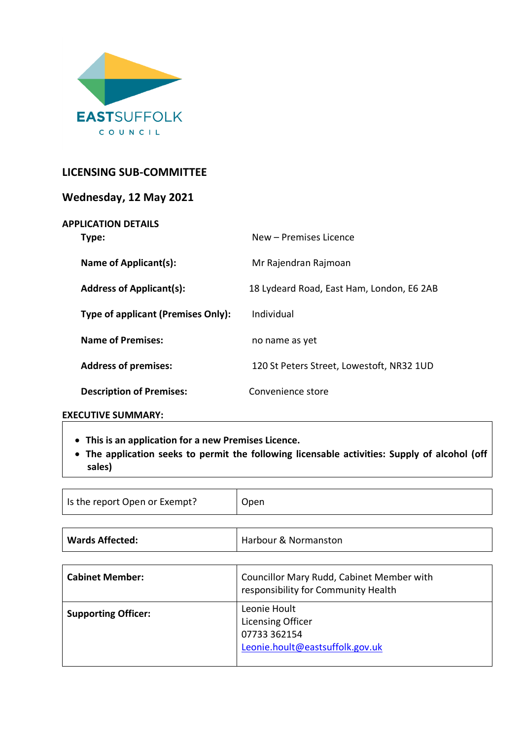EASTSUFFOLK
COUNCIL

# LICENSING SUB-COMMITTEE

## Wednesday, 12 May 2021

**APPLICATION DETAILS**

| | |
|---|---|
| **Type:** | New – Premises Licence |
| **Name of Applicant(s):** | Mr Rajendran Rajmoan |
| **Address of Applicant(s):** | 18 Lydeard Road, East Ham, London, E6 2AB |
| **Type of applicant (Premises Only):** | Individual |
| **Name of Premises:** | no name as yet |
| **Address of premises:** | 120 St Peters Street, Lowestoft, NR32 1UD |
| **Description of Premises:** | Convenience store |

**EXECUTIVE SUMMARY:**

- **This is an application for a new Premises Licence.**
- **The application seeks to permit the following licensable activities: Supply of alcohol (off sales)**

| | |
|---|---|
| Is the report Open or Exempt? | Open |

| | |
|---|---|
| **Wards Affected:** | Harbour & Normanston |

| | |
|---|---|
| **Cabinet Member:** | Councillor Mary Rudd, Cabinet Member with responsibility for Community Health |
| **Supporting Officer:** | Leonie Hoult<br>Licensing Officer<br>07733 362154<br>Leonie.hoult@eastsuffolk.gov.uk |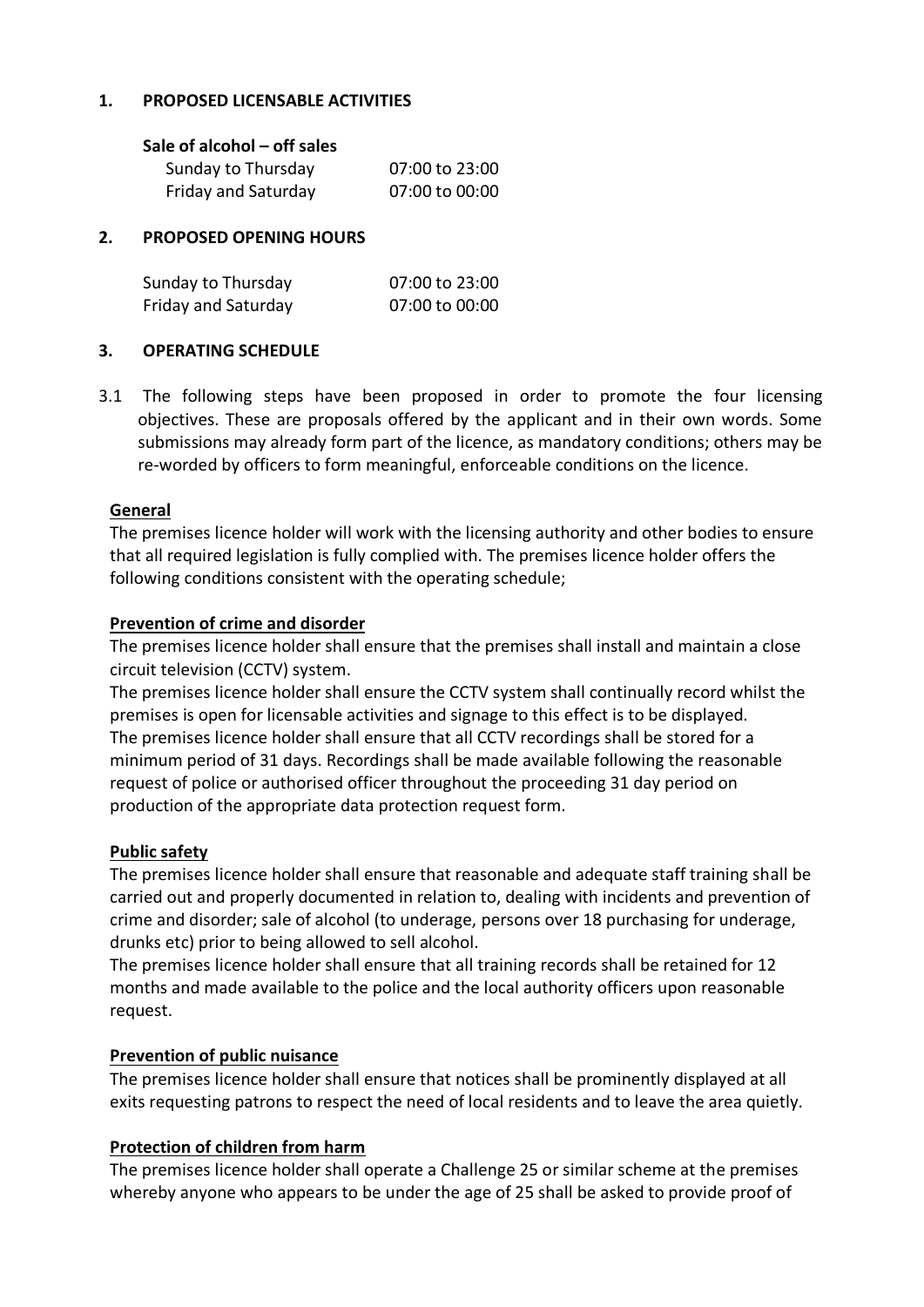## 1. PROPOSED LICENSABLE ACTIVITIES

**Sale of alcohol – off sales**

| | |
|---|---|
| Sunday to Thursday | 07:00 to 23:00 |
| Friday and Saturday | 07:00 to 00:00 |

## 2. PROPOSED OPENING HOURS

| | |
|---|---|
| Sunday to Thursday | 07:00 to 23:00 |
| Friday and Saturday | 07:00 to 00:00 |

## 3. OPERATING SCHEDULE

3.1 The following steps have been proposed in order to promote the four licensing objectives. These are proposals offered by the applicant and in their own words. Some submissions may already form part of the licence, as mandatory conditions; others may be re-worded by officers to form meaningful, enforceable conditions on the licence.

**General**

The premises licence holder will work with the licensing authority and other bodies to ensure that all required legislation is fully complied with. The premises licence holder offers the following conditions consistent with the operating schedule;

**Prevention of crime and disorder**

The premises licence holder shall ensure that the premises shall install and maintain a close circuit television (CCTV) system.

The premises licence holder shall ensure the CCTV system shall continually record whilst the premises is open for licensable activities and signage to this effect is to be displayed.

The premises licence holder shall ensure that all CCTV recordings shall be stored for a minimum period of 31 days. Recordings shall be made available following the reasonable request of police or authorised officer throughout the proceeding 31 day period on production of the appropriate data protection request form.

**Public safety**

The premises licence holder shall ensure that reasonable and adequate staff training shall be carried out and properly documented in relation to, dealing with incidents and prevention of crime and disorder; sale of alcohol (to underage, persons over 18 purchasing for underage, drunks etc) prior to being allowed to sell alcohol.

The premises licence holder shall ensure that all training records shall be retained for 12 months and made available to the police and the local authority officers upon reasonable request.

**Prevention of public nuisance**

The premises licence holder shall ensure that notices shall be prominently displayed at all exits requesting patrons to respect the need of local residents and to leave the area quietly.

**Protection of children from harm**

The premises licence holder shall operate a Challenge 25 or similar scheme at the premises whereby anyone who appears to be under the age of 25 shall be asked to provide proof of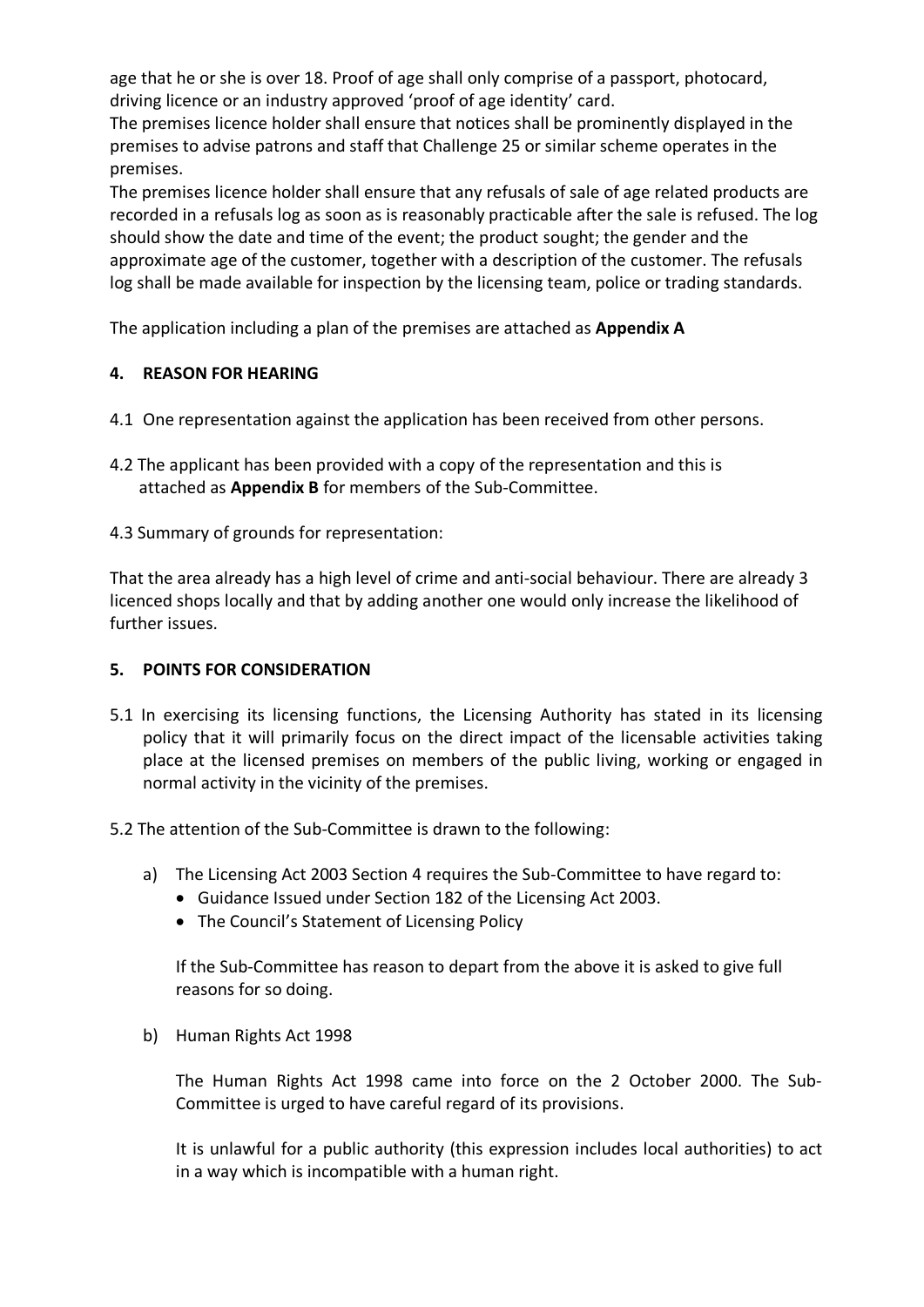age that he or she is over 18. Proof of age shall only comprise of a passport, photocard, driving licence or an industry approved 'proof of age identity' card.
The premises licence holder shall ensure that notices shall be prominently displayed in the premises to advise patrons and staff that Challenge 25 or similar scheme operates in the premises.
The premises licence holder shall ensure that any refusals of sale of age related products are recorded in a refusals log as soon as is reasonably practicable after the sale is refused. The log should show the date and time of the event; the product sought; the gender and the approximate age of the customer, together with a description of the customer. The refusals log shall be made available for inspection by the licensing team, police or trading standards.

The application including a plan of the premises are attached as **Appendix A**

## 4. REASON FOR HEARING

4.1 One representation against the application has been received from other persons.

4.2 The applicant has been provided with a copy of the representation and this is attached as **Appendix B** for members of the Sub-Committee.

4.3 Summary of grounds for representation:

That the area already has a high level of crime and anti-social behaviour. There are already 3 licenced shops locally and that by adding another one would only increase the likelihood of further issues.

## 5. POINTS FOR CONSIDERATION

5.1 In exercising its licensing functions, the Licensing Authority has stated in its licensing policy that it will primarily focus on the direct impact of the licensable activities taking place at the licensed premises on members of the public living, working or engaged in normal activity in the vicinity of the premises.

5.2 The attention of the Sub-Committee is drawn to the following:

a) The Licensing Act 2003 Section 4 requires the Sub-Committee to have regard to:
   - Guidance Issued under Section 182 of the Licensing Act 2003.
   - The Council's Statement of Licensing Policy

   If the Sub-Committee has reason to depart from the above it is asked to give full reasons for so doing.

b) Human Rights Act 1998

   The Human Rights Act 1998 came into force on the 2 October 2000. The Sub-Committee is urged to have careful regard of its provisions.

   It is unlawful for a public authority (this expression includes local authorities) to act in a way which is incompatible with a human right.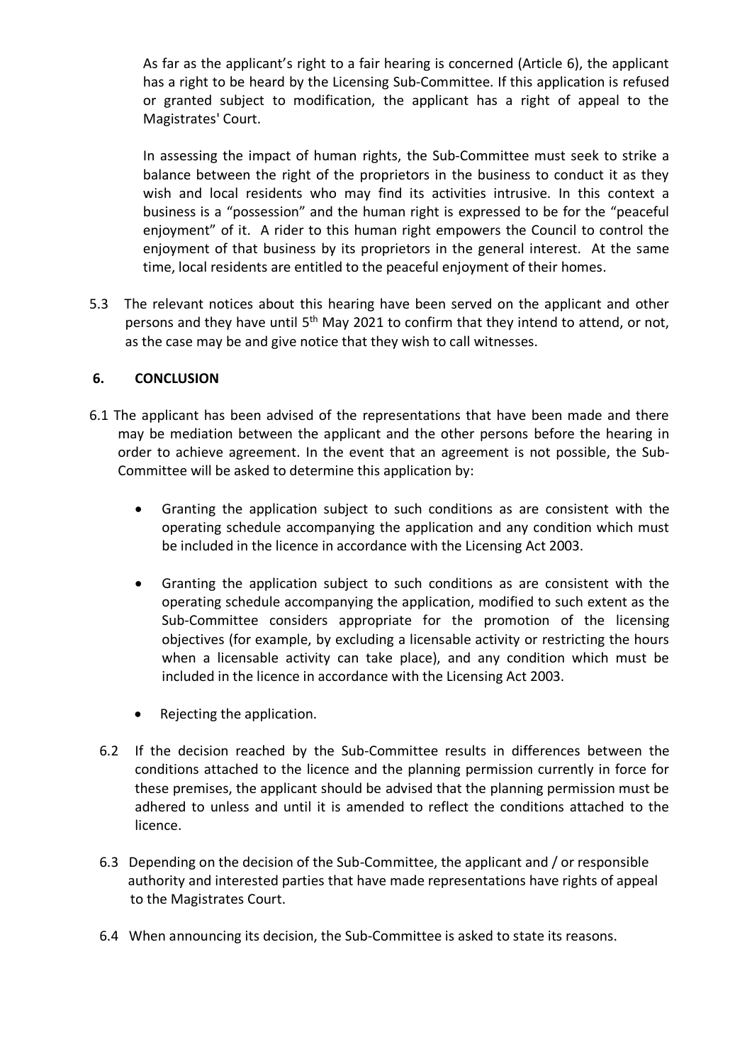As far as the applicant's right to a fair hearing is concerned (Article 6), the applicant has a right to be heard by the Licensing Sub-Committee. If this application is refused or granted subject to modification, the applicant has a right of appeal to the Magistrates' Court.

In assessing the impact of human rights, the Sub-Committee must seek to strike a balance between the right of the proprietors in the business to conduct it as they wish and local residents who may find its activities intrusive. In this context a business is a "possession" and the human right is expressed to be for the "peaceful enjoyment" of it. A rider to this human right empowers the Council to control the enjoyment of that business by its proprietors in the general interest. At the same time, local residents are entitled to the peaceful enjoyment of their homes.

5.3 The relevant notices about this hearing have been served on the applicant and other persons and they have until 5th May 2021 to confirm that they intend to attend, or not, as the case may be and give notice that they wish to call witnesses.

## 6. CONCLUSION

6.1 The applicant has been advised of the representations that have been made and there may be mediation between the applicant and the other persons before the hearing in order to achieve agreement. In the event that an agreement is not possible, the Sub-Committee will be asked to determine this application by:

- Granting the application subject to such conditions as are consistent with the operating schedule accompanying the application and any condition which must be included in the licence in accordance with the Licensing Act 2003.
- Granting the application subject to such conditions as are consistent with the operating schedule accompanying the application, modified to such extent as the Sub-Committee considers appropriate for the promotion of the licensing objectives (for example, by excluding a licensable activity or restricting the hours when a licensable activity can take place), and any condition which must be included in the licence in accordance with the Licensing Act 2003.
- Rejecting the application.

6.2 If the decision reached by the Sub-Committee results in differences between the conditions attached to the licence and the planning permission currently in force for these premises, the applicant should be advised that the planning permission must be adhered to unless and until it is amended to reflect the conditions attached to the licence.

6.3 Depending on the decision of the Sub-Committee, the applicant and / or responsible authority and interested parties that have made representations have rights of appeal to the Magistrates Court.

6.4 When announcing its decision, the Sub-Committee is asked to state its reasons.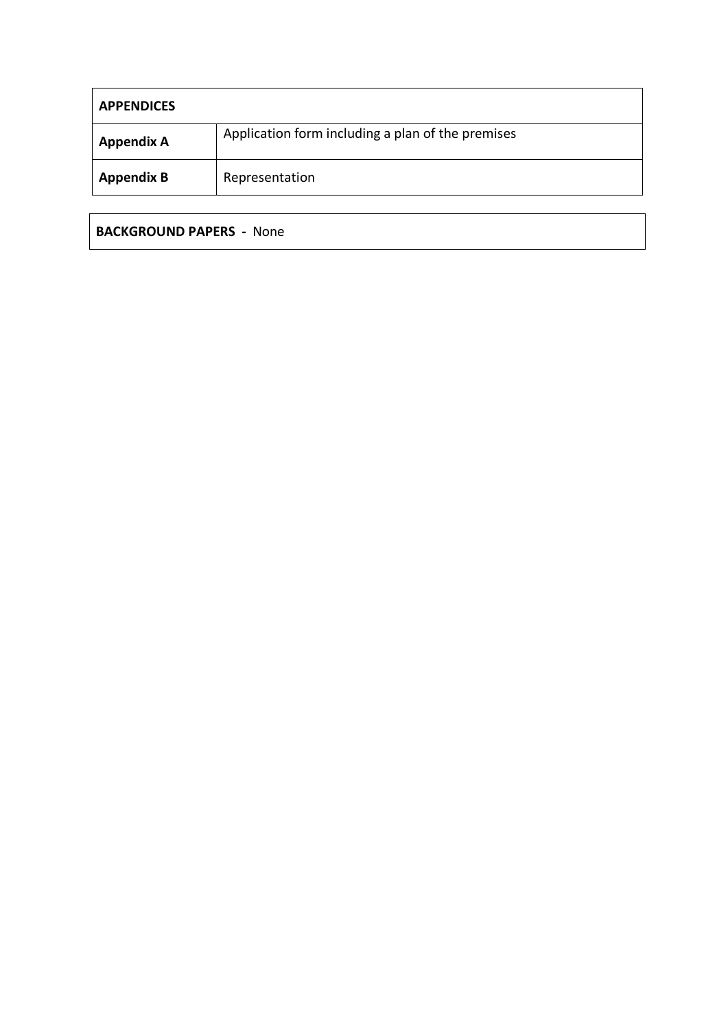| APPENDICES | |
|---|---|
| **Appendix A** | Application form including a plan of the premises |
| **Appendix B** | Representation |

**BACKGROUND PAPERS -** None